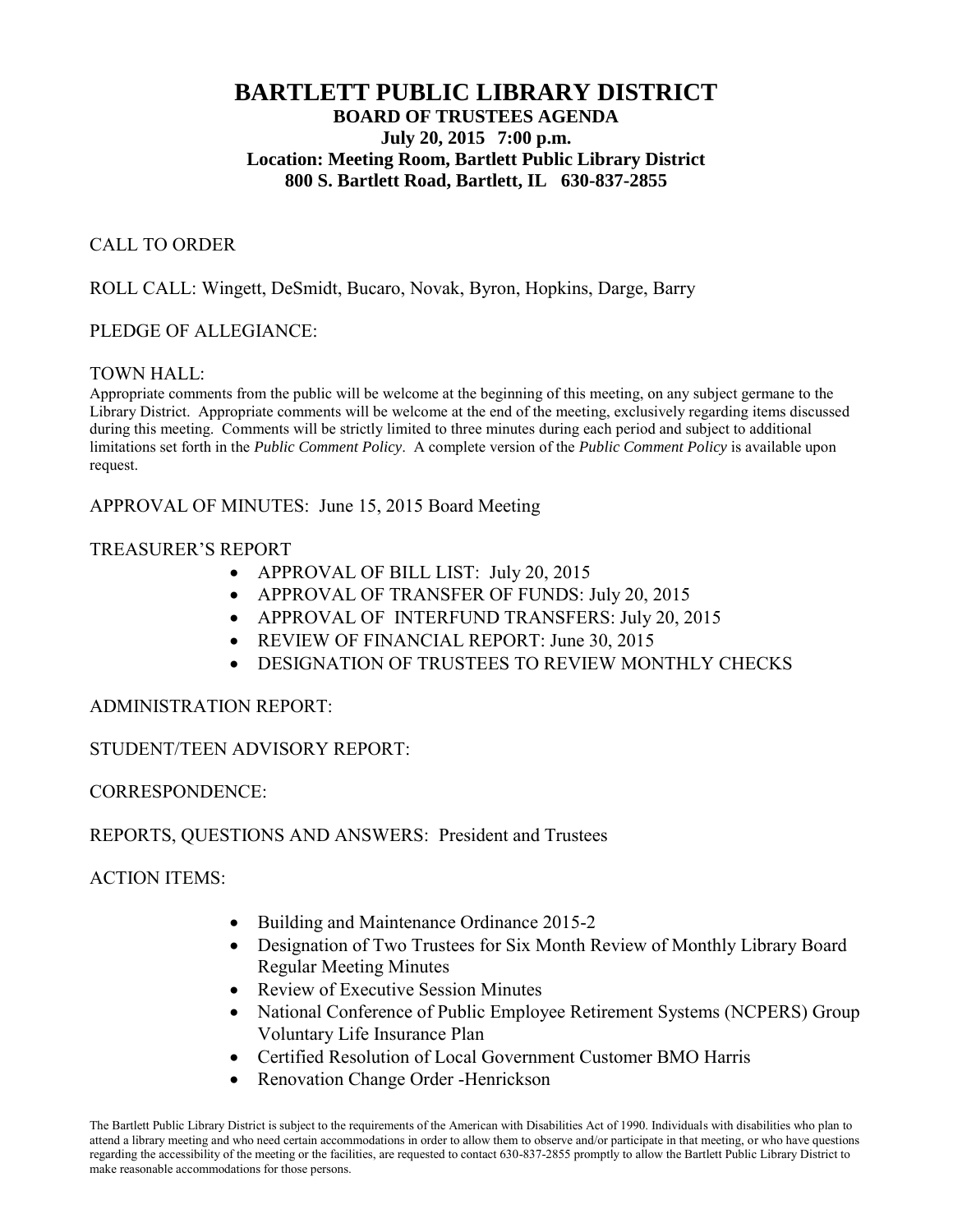# BARTLETT PUBLIC LIBRARY DISTRICT

**BOARD OF TRUSTEES AGENDA**

**July 20, 2015 7:00 p.m.**

**Location: Meeting Room, Bartlett Public Library District**

**800 S. Bartlett Road, Bartlett, IL 630-837-2855**

CALL TO ORDER

ROLL CALL: Wingett, DeSmidt, Bucaro, Novak, Byron, Hopkins, Darge, Barry

PLEDGE OF ALLEGIANCE:

TOWN HALL:

Appropriate comments from the public will be welcome at the beginning of this meeting, on any subject germane to the Library District. Appropriate comments will be welcome at the end of the meeting, exclusively regarding items discussed during this meeting. Comments will be strictly limited to three minutes during each period and subject to additional limitations set forth in the *Public Comment Policy*. A complete version of the *Public Comment Policy* is available upon request.

APPROVAL OF MINUTES: June 15, 2015 Board Meeting

TREASURER'S REPORT

- APPROVAL OF BILL LIST: July 20, 2015
- APPROVAL OF TRANSFER OF FUNDS: July 20, 2015
- APPROVAL OF INTERFUND TRANSFERS: July 20, 2015
- REVIEW OF FINANCIAL REPORT: June 30, 2015
- DESIGNATION OF TRUSTEES TO REVIEW MONTHLY CHECKS

ADMINISTRATION REPORT:

STUDENT/TEEN ADVISORY REPORT:

CORRESPONDENCE:

REPORTS, QUESTIONS AND ANSWERS: President and Trustees

ACTION ITEMS:

- Building and Maintenance Ordinance 2015-2
- Designation of Two Trustees for Six Month Review of Monthly Library Board Regular Meeting Minutes
- Review of Executive Session Minutes
- National Conference of Public Employee Retirement Systems (NCPERS) Group Voluntary Life Insurance Plan
- Certified Resolution of Local Government Customer BMO Harris
- Renovation Change Order -Henrickson

The Bartlett Public Library District is subject to the requirements of the American with Disabilities Act of 1990. Individuals with disabilities who plan to attend a library meeting and who need certain accommodations in order to allow them to observe and/or participate in that meeting, or who have questions regarding the accessibility of the meeting or the facilities, are requested to contact 630-837-2855 promptly to allow the Bartlett Public Library District to make reasonable accommodations for those persons.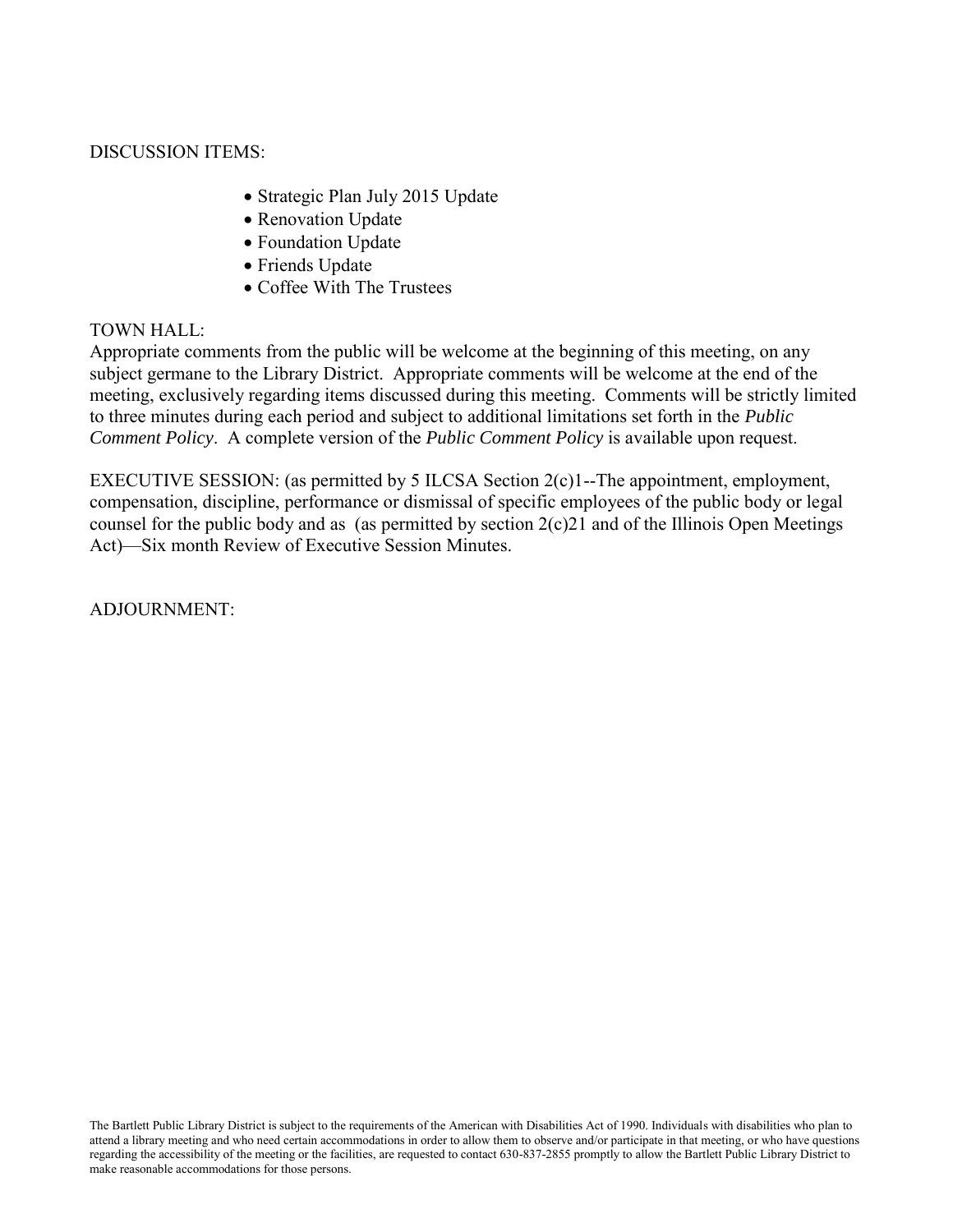DISCUSSION ITEMS:

- Strategic Plan July 2015 Update
- Renovation Update
- Foundation Update
- Friends Update
- Coffee With The Trustees

TOWN HALL:

Appropriate comments from the public will be welcome at the beginning of this meeting, on any subject germane to the Library District. Appropriate comments will be welcome at the end of the meeting, exclusively regarding items discussed during this meeting. Comments will be strictly limited to three minutes during each period and subject to additional limitations set forth in the *Public Comment Policy*. A complete version of the *Public Comment Policy* is available upon request.

EXECUTIVE SESSION: (as permitted by 5 ILCSA Section 2(c)1--The appointment, employment, compensation, discipline, performance or dismissal of specific employees of the public body or legal counsel for the public body and as (as permitted by section 2(c)21 and of the Illinois Open Meetings Act)—Six month Review of Executive Session Minutes.

ADJOURNMENT:

The Bartlett Public Library District is subject to the requirements of the American with Disabilities Act of 1990. Individuals with disabilities who plan to attend a library meeting and who need certain accommodations in order to allow them to observe and/or participate in that meeting, or who have questions regarding the accessibility of the meeting or the facilities, are requested to contact 630-837-2855 promptly to allow the Bartlett Public Library District to make reasonable accommodations for those persons.